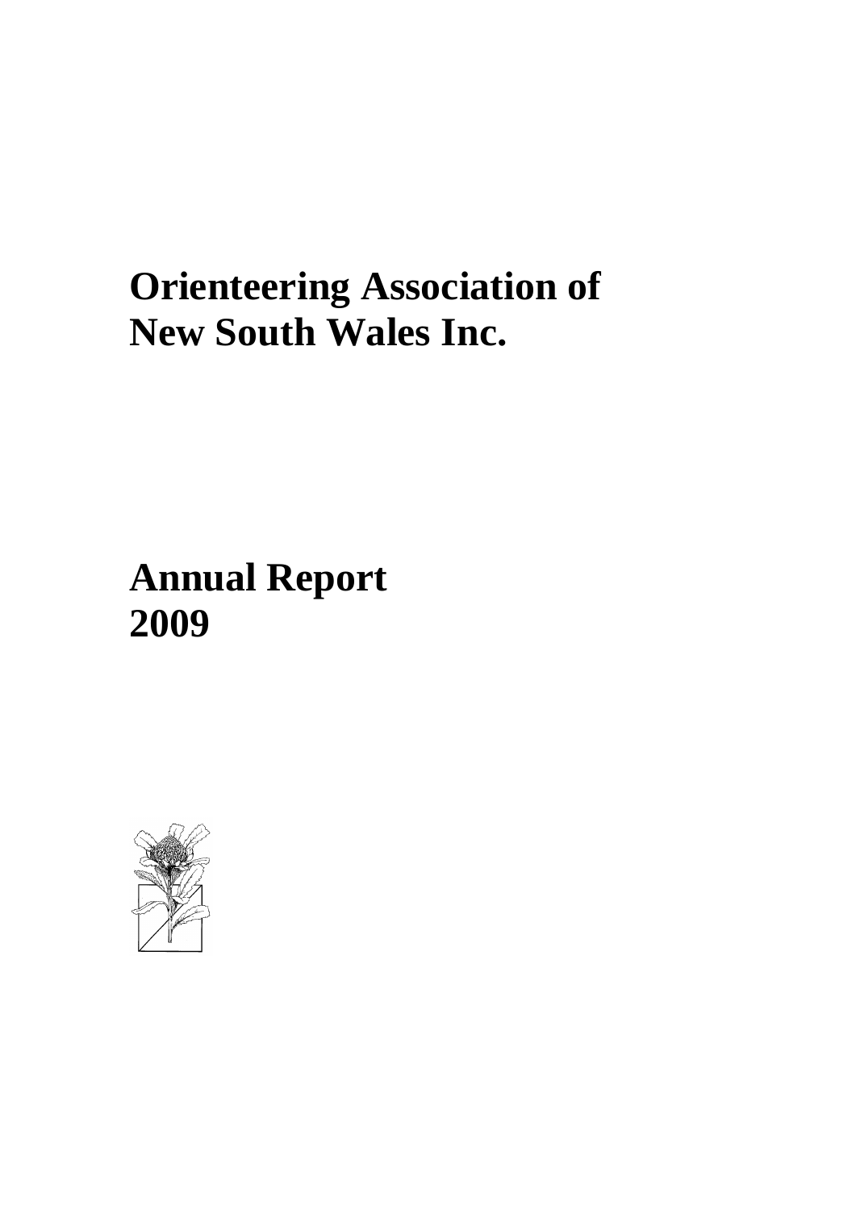# Orienteering Association of New South Wales Inc.

# Annual Report 2009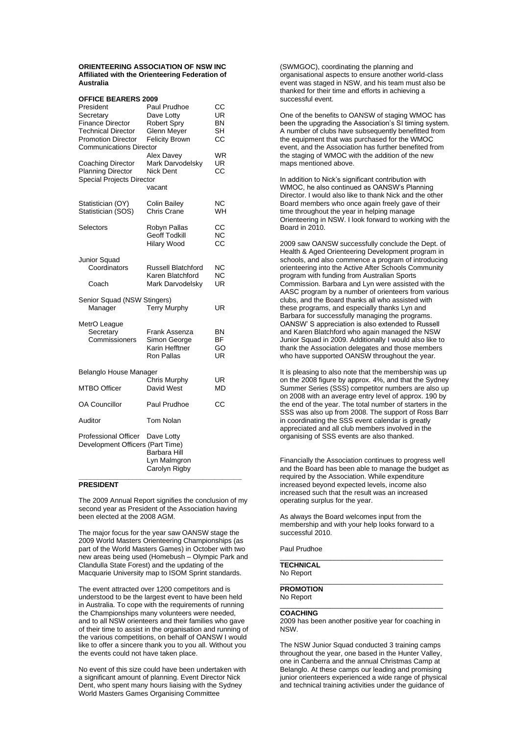**ORIENTEERING ASSOCIATION OF NSW INC**
**Affiliated with the Orienteering Federation of Australia**

**OFFICE BEARERS 2009**

| | | |
|---|---|---|
| President | Paul Prudhoe | CC |
| Secretary | Dave Lotty | UR |
| Finance Director | Robert Spry | BN |
| Technical Director | Glenn Meyer | SH |
| Promotion Director | Felicity Brown | CC |
| Communications Director | Alex Davey | WR |
| Coaching Director | Mark Darvodelsky | UR |
| Planning Director | Nick Dent | CC |
| Special Projects Director | vacant | |
| Statistician (OY) | Colin Bailey | NC |
| Statistician (SOS) | Chris Crane | WH |
| Selectors | Robyn Pallas | CC |
| | Geoff Todkill | NC |
| | Hilary Wood | CC |
| Junior Squad Coordinators | Russell Blatchford | NC |
| | Karen Blatchford | NC |
| Coach | Mark Darvodelsky | UR |
| Senior Squad (NSW Stingers) Manager | Terry Murphy | UR |
| MetrO League Secretary | Frank Assenza | BN |
| Commissioners | Simon George | BF |
| | Karin Hefftner | GO |
| | Ron Pallas | UR |
| Belanglo House Manager | Chris Murphy | UR |
| MTBO Officer | David West | MD |
| OA Councillor | Paul Prudhoe | CC |
| Auditor | Tom Nolan | |
| Professional Officer | Dave Lotty | |
| Development Officers (Part Time) | Barbara Hill | |
| | Lyn Malmgron | |
| | Carolyn Rigby | |

## PRESIDENT

The 2009 Annual Report signifies the conclusion of my second year as President of the Association having been elected at the 2008 AGM.

The major focus for the year saw OANSW stage the 2009 World Masters Orienteering Championships (as part of the World Masters Games) in October with two new areas being used (Homebush – Olympic Park and Clandulla State Forest) and the updating of the Macquarie University map to ISOM Sprint standards.

The event attracted over 1200 competitors and is understood to be the largest event to have been held in Australia. To cope with the requirements of running the Championships many volunteers were needed, and to all NSW orienteers and their families who gave of their time to assist in the organisation and running of the various competitions, on behalf of OANSW I would like to offer a sincere thank you to you all. Without you the events could not have taken place.

No event of this size could have been undertaken with a significant amount of planning. Event Director Nick Dent, who spent many hours liaising with the Sydney World Masters Games Organising Committee (SWMGOC), coordinating the planning and organisational aspects to ensure another world-class event was staged in NSW, and his team must also be thanked for their time and efforts in achieving a successful event.

One of the benefits to OANSW of staging WMOC has been the upgrading the Association's SI timing system. A number of clubs have subsequently benefitted from the equipment that was purchased for the WMOC event, and the Association has further benefited from the staging of WMOC with the addition of the new maps mentioned above.

In addition to Nick's significant contribution with WMOC, he also continued as OANSW's Planning Director. I would also like to thank Nick and the other Board members who once again freely gave of their time throughout the year in helping manage Orienteering in NSW. I look forward to working with the Board in 2010.

2009 saw OANSW successfully conclude the Dept. of Health & Aged Orienteering Development program in schools, and also commence a program of introducing orienteering into the Active After Schools Community program with funding from Australian Sports Commission. Barbara and Lyn were assisted with the AASC program by a number of orienteers from various clubs, and the Board thanks all who assisted with these programs, and especially thanks Lyn and Barbara for successfully managing the programs. OANSW' S appreciation is also extended to Russell and Karen Blatchford who again managed the NSW Junior Squad in 2009. Additionally I would also like to thank the Association delegates and those members who have supported OANSW throughout the year.

It is pleasing to also note that the membership was up on the 2008 figure by approx. 4%, and that the Sydney Summer Series (SSS) competitor numbers are also up on 2008 with an average entry level of approx. 190 by the end of the year. The total number of starters in the SSS was also up from 2008. The support of Ross Barr in coordinating the SSS event calendar is greatly appreciated and all club members involved in the organising of SSS events are also thanked.

Financially the Association continues to progress well and the Board has been able to manage the budget as required by the Association. While expenditure increased beyond expected levels, income also increased such that the result was an increased operating surplus for the year.

As always the Board welcomes input from the membership and with your help looks forward to a successful 2010.

Paul Prudhoe

## TECHNICAL

No Report

## PROMOTION

No Report

## COACHING

2009 has been another positive year for coaching in NSW.

The NSW Junior Squad conducted 3 training camps throughout the year, one based in the Hunter Valley, one in Canberra and the annual Christmas Camp at Belanglo. At these camps our leading and promising junior orienteers experienced a wide range of physical and technical training activities under the guidance of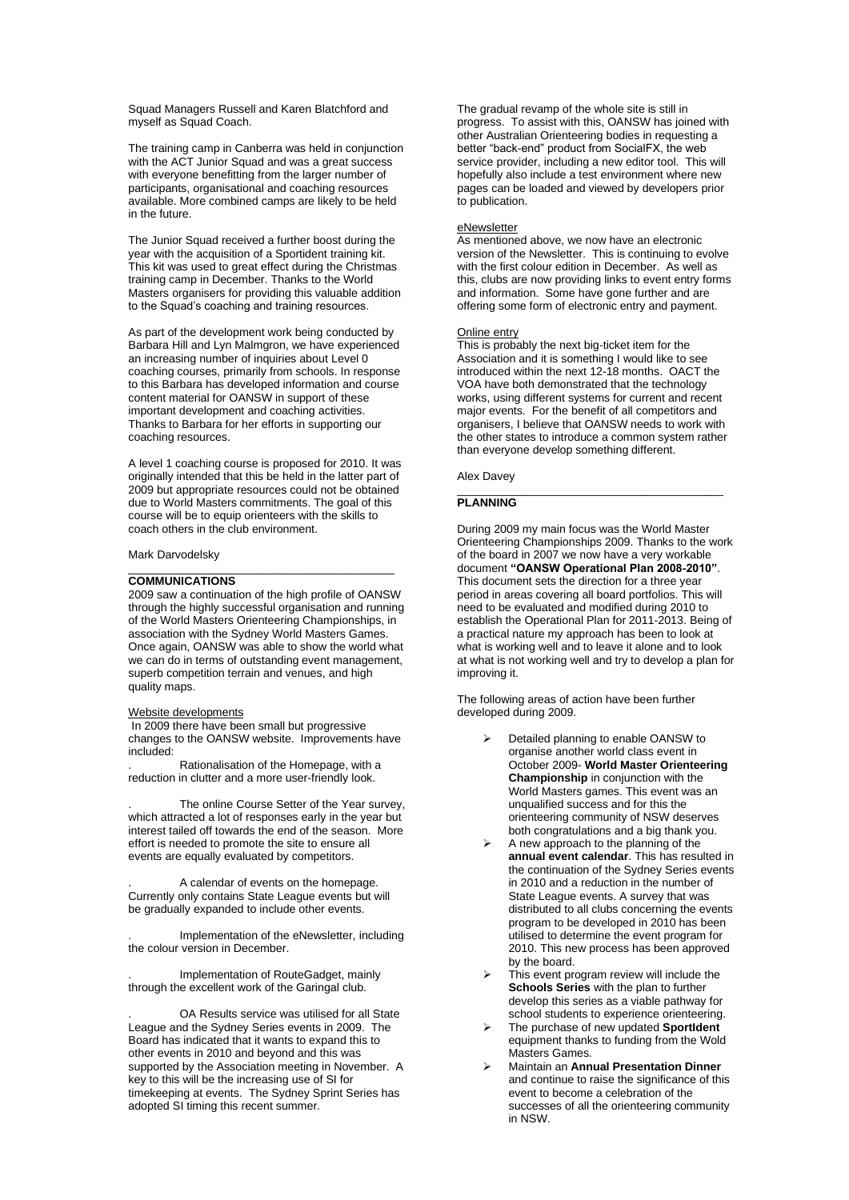Squad Managers Russell and Karen Blatchford and myself as Squad Coach.

The training camp in Canberra was held in conjunction with the ACT Junior Squad and was a great success with everyone benefitting from the larger number of participants, organisational and coaching resources available. More combined camps are likely to be held in the future.

The Junior Squad received a further boost during the year with the acquisition of a Sportident training kit. This kit was used to great effect during the Christmas training camp in December. Thanks to the World Masters organisers for providing this valuable addition to the Squad's coaching and training resources.

As part of the development work being conducted by Barbara Hill and Lyn Malmgron, we have experienced an increasing number of inquiries about Level 0 coaching courses, primarily from schools. In response to this Barbara has developed information and course content material for OANSW in support of these important development and coaching activities. Thanks to Barbara for her efforts in supporting our coaching resources.

A level 1 coaching course is proposed for 2010. It was originally intended that this be held in the latter part of 2009 but appropriate resources could not be obtained due to World Masters commitments. The goal of this course will be to equip orienteers with the skills to coach others in the club environment.

Mark Darvodelsky

---

## COMMUNICATIONS

2009 saw a continuation of the high profile of OANSW through the highly successful organisation and running of the World Masters Orienteering Championships, in association with the Sydney World Masters Games. Once again, OANSW was able to show the world what we can do in terms of outstanding event management, superb competition terrain and venues, and high quality maps.

Website developments

In 2009 there have been small but progressive changes to the OANSW website. Improvements have included:

. Rationalisation of the Homepage, with a reduction in clutter and a more user-friendly look.

. The online Course Setter of the Year survey, which attracted a lot of responses early in the year but interest tailed off towards the end of the season. More effort is needed to promote the site to ensure all events are equally evaluated by competitors.

. A calendar of events on the homepage. Currently only contains State League events but will be gradually expanded to include other events.

. Implementation of the eNewsletter, including the colour version in December.

. Implementation of RouteGadget, mainly through the excellent work of the Garingal club.

. OA Results service was utilised for all State League and the Sydney Series events in 2009. The Board has indicated that it wants to expand this to other events in 2010 and beyond and this was supported by the Association meeting in November. A key to this will be the increasing use of SI for timekeeping at events. The Sydney Sprint Series has adopted SI timing this recent summer.

The gradual revamp of the whole site is still in progress. To assist with this, OANSW has joined with other Australian Orienteering bodies in requesting a better "back-end" product from SocialFX, the web service provider, including a new editor tool. This will hopefully also include a test environment where new pages can be loaded and viewed by developers prior to publication.

eNewsletter

As mentioned above, we now have an electronic version of the Newsletter. This is continuing to evolve with the first colour edition in December. As well as this, clubs are now providing links to event entry forms and information. Some have gone further and are offering some form of electronic entry and payment.

Online entry

This is probably the next big-ticket item for the Association and it is something I would like to see introduced within the next 12-18 months. OACT the VOA have both demonstrated that the technology works, using different systems for current and recent major events. For the benefit of all competitors and organisers, I believe that OANSW needs to work with the other states to introduce a common system rather than everyone develop something different.

Alex Davey

---

## PLANNING

During 2009 my main focus was the World Master Orienteering Championships 2009. Thanks to the work of the board in 2007 we now have a very workable document **"OANSW Operational Plan 2008-2010"**. This document sets the direction for a three year period in areas covering all board portfolios. This will need to be evaluated and modified during 2010 to establish the Operational Plan for 2011-2013. Being of a practical nature my approach has been to look at what is working well and to leave it alone and to look at what is not working well and try to develop a plan for improving it.

The following areas of action have been further developed during 2009.

- Detailed planning to enable OANSW to organise another world class event in October 2009- **World Master Orienteering Championship** in conjunction with the World Masters games. This event was an unqualified success and for this the orienteering community of NSW deserves both congratulations and a big thank you.
- A new approach to the planning of the **annual event calendar**. This has resulted in the continuation of the Sydney Series events in 2010 and a reduction in the number of State League events. A survey that was distributed to all clubs concerning the events program to be developed in 2010 has been utilised to determine the event program for 2010. This new process has been approved by the board.
- This event program review will include the **Schools Series** with the plan to further develop this series as a viable pathway for school students to experience orienteering.
- The purchase of new updated **SportIdent** equipment thanks to funding from the Wold Masters Games.
- Maintain an **Annual Presentation Dinner** and continue to raise the significance of this event to become a celebration of the successes of all the orienteering community in NSW.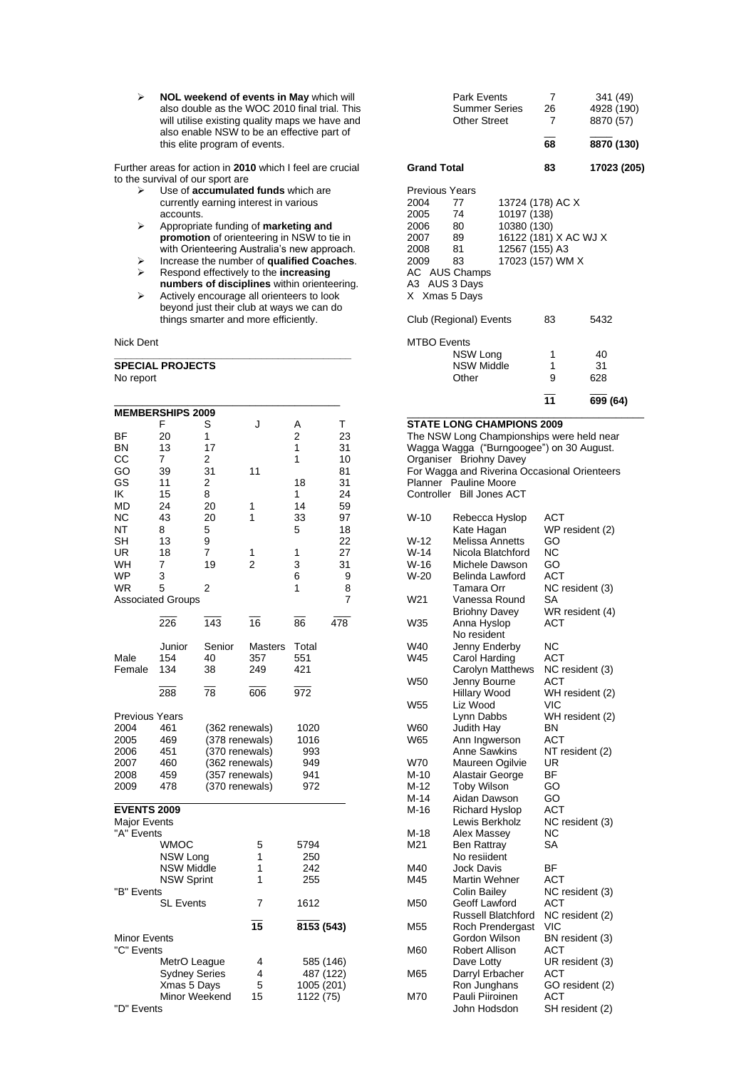- **NOL weekend of events in May** which will also double as the WOC 2010 final trial. This will utilise existing quality maps we have and also enable NSW to be an effective part of this elite program of events.

Further areas for action in **2010** which I feel are crucial to the survival of our sport are

- Use of **accumulated funds** which are currently earning interest in various accounts.
- Appropriate funding of **marketing and promotion** of orienteering in NSW to tie in with Orienteering Australia's new approach.
- Increase the number of **qualified Coaches**.
- Respond effectively to the **increasing numbers of disciplines** within orienteering.
- Actively encourage all orienteers to look beyond just their club at ways we can do things smarter and more efficiently.

Nick Dent

## SPECIAL PROJECTS

No report

## MEMBERSHIPS 2009

| | F | S | J | A | T |
|---|---|---|---|---|---|
| BF | 20 | 1 | | 2 | 23 |
| BN | 13 | 17 | | 1 | 31 |
| CC | 7 | 2 | | 1 | 10 |
| GO | 39 | 31 | 11 | | 81 |
| GS | 11 | 2 | | 18 | 31 |
| IK | 15 | 8 | | 1 | 24 |
| MD | 24 | 20 | 1 | 14 | 59 |
| NC | 43 | 20 | 1 | 33 | 97 |
| NT | 8 | 5 | | 5 | 18 |
| SH | 13 | 9 | | | 22 |
| UR | 18 | 7 | 1 | 1 | 27 |
| WH | 7 | 19 | 2 | 3 | 31 |
| WP | 3 | | | 6 | 9 |
| WR | 5 | 2 | | 1 | 8 |
| Associated Groups | | | | | 7 |
| | 226 | 143 | 16 | 86 | 478 |

| | Junior | Senior | Masters | Total |
|---|---|---|---|---|
| Male | 154 | 40 | 357 | 551 |
| Female | 134 | 38 | 249 | 421 |
| | 288 | 78 | 606 | 972 |

Previous Years

| | | | |
|---|---|---|---|
| 2004 | 461 | (362 renewals) | 1020 |
| 2005 | 469 | (378 renewals) | 1016 |
| 2006 | 451 | (370 renewals) | 993 |
| 2007 | 460 | (362 renewals) | 949 |
| 2008 | 459 | (357 renewals) | 941 |
| 2009 | 478 | (370 renewals) | 972 |

## EVENTS 2009

Major Events

| | | |
|---|---|---|
| "A" Events | | |
| WMOC | 5 | 5794 |
| NSW Long | 1 | 250 |
| NSW Middle | 1 | 242 |
| NSW Sprint | 1 | 255 |
| "B" Events | | |
| SL Events | 7 | 1612 |
| | 15 | 8153 (543) |

Minor Events

| | | |
|---|---|---|
| "C" Events | | |
| MetrO League | 4 | 585 (146) |
| Sydney Series | 4 | 487 (122) |
| Xmas 5 Days | 5 | 1005 (201) |
| Minor Weekend | 15 | 1122 (75) |
| "D" Events | | |
| Park Events | 7 | 341 (49) |
| Summer Series | 26 | 4928 (190) |
| Other Street | 7 | 8870 (57) |
| | 68 | 8870 (130) |
| **Grand Total** | **83** | **17023 (205)** |

Previous Years

| | | |
|---|---|---|
| 2004 | 77 | 13724 (178) AC X |
| 2005 | 74 | 10197 (138) |
| 2006 | 80 | 10380 (130) |
| 2007 | 89 | 16122 (181) X AC WJ X |
| 2008 | 81 | 12567 (155) A3 |
| 2009 | 83 | 17023 (157) WM X |

AC AUS Champs
A3 AUS 3 Days
X Xmas 5 Days

| | | |
|---|---|---|
| Club (Regional) Events | 83 | 5432 |

MTBO Events

| | | |
|---|---|---|
| NSW Long | 1 | 40 |
| NSW Middle | 1 | 31 |
| Other | 9 | 628 |
| | 11 | 699 (64) |

## STATE LONG CHAMPIONS 2009

The NSW Long Championships were held near Wagga Wagga ("Burngoogee") on 30 August.
Organiser Briohny Davey
For Wagga and Riverina Occasional Orienteers
Planner Pauline Moore
Controller Bill Jones ACT

| | | |
|---|---|---|
| W-10 | Rebecca Hyslop | ACT |
| | Kate Hagan | WP resident (2) |
| W-12 | Melissa Annetts | GO |
| W-14 | Nicola Blatchford | NC |
| W-16 | Michele Dawson | GO |
| W-20 | Belinda Lawford | ACT |
| | Tamara Orr | NC resident (3) |
| W21 | Vanessa Round | SA |
| | Briohny Davey | WR resident (4) |
| W35 | Anna Hyslop | ACT |
| | No resident | |
| W40 | Jenny Enderby | NC |
| W45 | Carol Harding | ACT |
| | Carolyn Matthews | NC resident (3) |
| W50 | Jenny Bourne | ACT |
| | Hillary Wood | WH resident (2) |
| W55 | Liz Wood | VIC |
| | Lynn Dabbs | WH resident (2) |
| W60 | Judith Hay | BN |
| W65 | Ann Ingwerson | ACT |
| | Anne Sawkins | NT resident (2) |
| W70 | Maureen Ogilvie | UR |
| M-10 | Alastair George | BF |
| M-12 | Toby Wilson | GO |
| M-14 | Aidan Dawson | GO |
| M-16 | Richard Hyslop | ACT |
| | Lewis Berkholz | NC resident (3) |
| M-18 | Alex Massey | NC |
| M21 | Ben Rattray | SA |
| | No resiident | |
| M40 | Jock Davis | BF |
| M45 | Martin Wehner | ACT |
| | Colin Bailey | NC resident (3) |
| M50 | Geoff Lawford | ACT |
| | Russell Blatchford | NC resident (2) |
| M55 | Roch Prendergast | VIC |
| | Gordon Wilson | BN resident (3) |
| M60 | Robert Allison | ACT |
| | Dave Lotty | UR resident (3) |
| M65 | Darryl Erbacher | ACT |
| | Ron Junghans | GO resident (2) |
| M70 | Pauli Piiroinen | ACT |
| | John Hodsdon | SH resident (2) |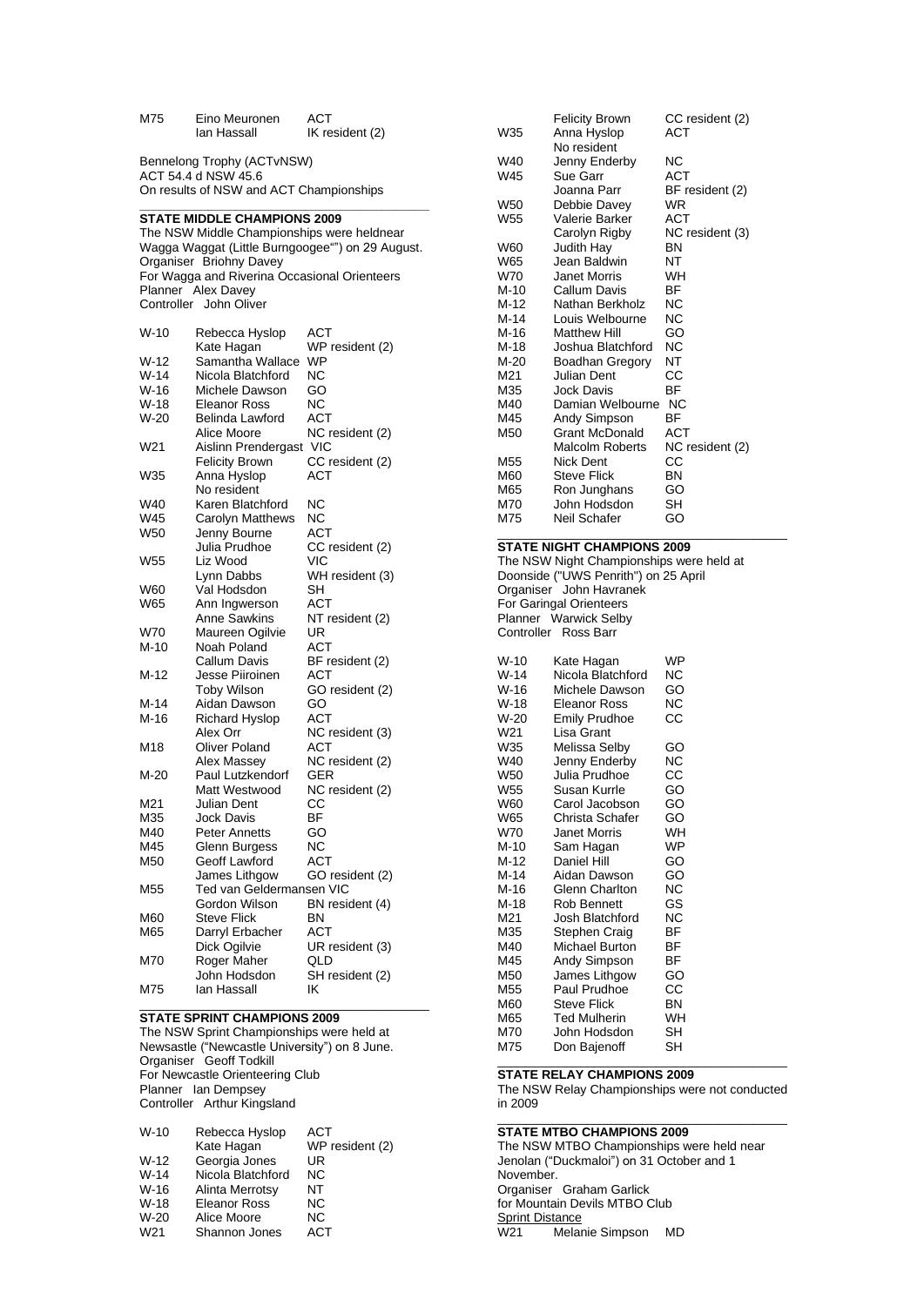| | | |
|---|---|---|
| M75 | Eino Meuronen | ACT |
| | Ian Hassall | IK resident (2) |

Bennelong Trophy (ACTvNSW)
ACT 54.4 d NSW 45.6
On results of NSW and ACT Championships

## STATE MIDDLE CHAMPIONS 2009

The NSW Middle Championships were heldnear Wagga Waggat (Little Burngoogee"") on 29 August.
Organiser Briohny Davey
For Wagga and Riverina Occasional Orienteers
Planner Alex Davey
Controller John Oliver

| | | |
|---|---|---|
| W-10 | Rebecca Hyslop | ACT |
| | Kate Hagan | WP resident (2) |
| W-12 | Samantha Wallace | WP |
| W-14 | Nicola Blatchford | NC |
| W-16 | Michele Dawson | GO |
| W-18 | Eleanor Ross | NC |
| W-20 | Belinda Lawford | ACT |
| | Alice Moore | NC resident (2) |
| W21 | Aislinn Prendergast | VIC |
| | Felicity Brown | CC resident (2) |
| W35 | Anna Hyslop | ACT |
| | No resident | |
| W40 | Karen Blatchford | NC |
| W45 | Carolyn Matthews | NC |
| W50 | Jenny Bourne | ACT |
| | Julia Prudhoe | CC resident (2) |
| W55 | Liz Wood | VIC |
| | Lynn Dabbs | WH resident (3) |
| W60 | Val Hodsdon | SH |
| W65 | Ann Ingwerson | ACT |
| | Anne Sawkins | NT resident (2) |
| W70 | Maureen Ogilvie | UR |
| M-10 | Noah Poland | ACT |
| | Callum Davis | BF resident (2) |
| M-12 | Jesse Piiroinen | ACT |
| | Toby Wilson | GO resident (2) |
| M-14 | Aidan Dawson | GO |
| M-16 | Richard Hyslop | ACT |
| | Alex Orr | NC resident (3) |
| M18 | Oliver Poland | ACT |
| | Alex Massey | NC resident (2) |
| M-20 | Paul Lutzkendorf | GER |
| | Matt Westwood | NC resident (2) |
| M21 | Julian Dent | CC |
| M35 | Jock Davis | BF |
| M40 | Peter Annetts | GO |
| M45 | Glenn Burgess | NC |
| M50 | Geoff Lawford | ACT |
| | James Lithgow | GO resident (2) |
| M55 | Ted van Geldermansen | VIC |
| | Gordon Wilson | BN resident (4) |
| M60 | Steve Flick | BN |
| M65 | Darryl Erbacher | ACT |
| | Dick Ogilvie | UR resident (3) |
| M70 | Roger Maher | QLD |
| | John Hodsdon | SH resident (2) |
| M75 | Ian Hassall | IK |

## STATE SPRINT CHAMPIONS 2009

The NSW Sprint Championships were held at Newsastle ("Newcastle University") on 8 June.
Organiser Geoff Todkill
For Newcastle Orienteering Club
Planner Ian Dempsey
Controller Arthur Kingsland

| | | |
|---|---|---|
| W-10 | Rebecca Hyslop | ACT |
| | Kate Hagan | WP resident (2) |
| W-12 | Georgia Jones | UR |
| W-14 | Nicola Blatchford | NC |
| W-16 | Alinta Merrotsy | NT |
| W-18 | Eleanor Ross | NC |
| W-20 | Alice Moore | NC |
| W21 | Shannon Jones | ACT |
| | Felicity Brown | CC resident (2) |
| W35 | Anna Hyslop | ACT |
| | No resident | |
| W40 | Jenny Enderby | NC |
| W45 | Sue Garr | ACT |
| | Joanna Parr | BF resident (2) |
| W50 | Debbie Davey | WR |
| W55 | Valerie Barker | ACT |
| | Carolyn Rigby | NC resident (3) |
| W60 | Judith Hay | BN |
| W65 | Jean Baldwin | NT |
| W70 | Janet Morris | WH |
| M-10 | Callum Davis | BF |
| M-12 | Nathan Berkholz | NC |
| M-14 | Louis Welbourne | NC |
| M-16 | Matthew Hill | GO |
| M-18 | Joshua Blatchford | NC |
| M-20 | Boadhan Gregory | NT |
| M21 | Julian Dent | CC |
| M35 | Jock Davis | BF |
| M40 | Damian Welbourne | NC |
| M45 | Andy Simpson | BF |
| M50 | Grant McDonald | ACT |
| | Malcolm Roberts | NC resident (2) |
| M55 | Nick Dent | CC |
| M60 | Steve Flick | BN |
| M65 | Ron Junghans | GO |
| M70 | John Hodsdon | SH |
| M75 | Neil Schafer | GO |

## STATE NIGHT CHAMPIONS 2009

The NSW Night Championships were held at Doonside ("UWS Penrith") on 25 April
Organiser John Havranek
For Garingal Orienteers
Planner Warwick Selby
Controller Ross Barr

| | | |
|---|---|---|
| W-10 | Kate Hagan | WP |
| W-14 | Nicola Blatchford | NC |
| W-16 | Michele Dawson | GO |
| W-18 | Eleanor Ross | NC |
| W-20 | Emily Prudhoe | CC |
| W21 | Lisa Grant | |
| W35 | Melissa Selby | GO |
| W40 | Jenny Enderby | NC |
| W50 | Julia Prudhoe | CC |
| W55 | Susan Kurrle | GO |
| W60 | Carol Jacobson | GO |
| W65 | Christa Schafer | GO |
| W70 | Janet Morris | WH |
| M-10 | Sam Hagan | WP |
| M-12 | Daniel Hill | GO |
| M-14 | Aidan Dawson | GO |
| M-16 | Glenn Charlton | NC |
| M-18 | Rob Bennett | GS |
| M21 | Josh Blatchford | NC |
| M35 | Stephen Craig | BF |
| M40 | Michael Burton | BF |
| M45 | Andy Simpson | BF |
| M50 | James Lithgow | GO |
| M55 | Paul Prudhoe | CC |
| M60 | Steve Flick | BN |
| M65 | Ted Mulherin | WH |
| M70 | John Hodsdon | SH |
| M75 | Don Bajenoff | SH |

## STATE RELAY CHAMPIONS 2009

The NSW Relay Championships were not conducted in 2009

## STATE MTBO CHAMPIONS 2009

The NSW MTBO Championships were held near Jenolan ("Duckmaloi") on 31 October and 1 November.
Organiser Graham Garlick
for Mountain Devils MTBO Club
Sprint Distance

| | | |
|---|---|---|
| W21 | Melanie Simpson | MD |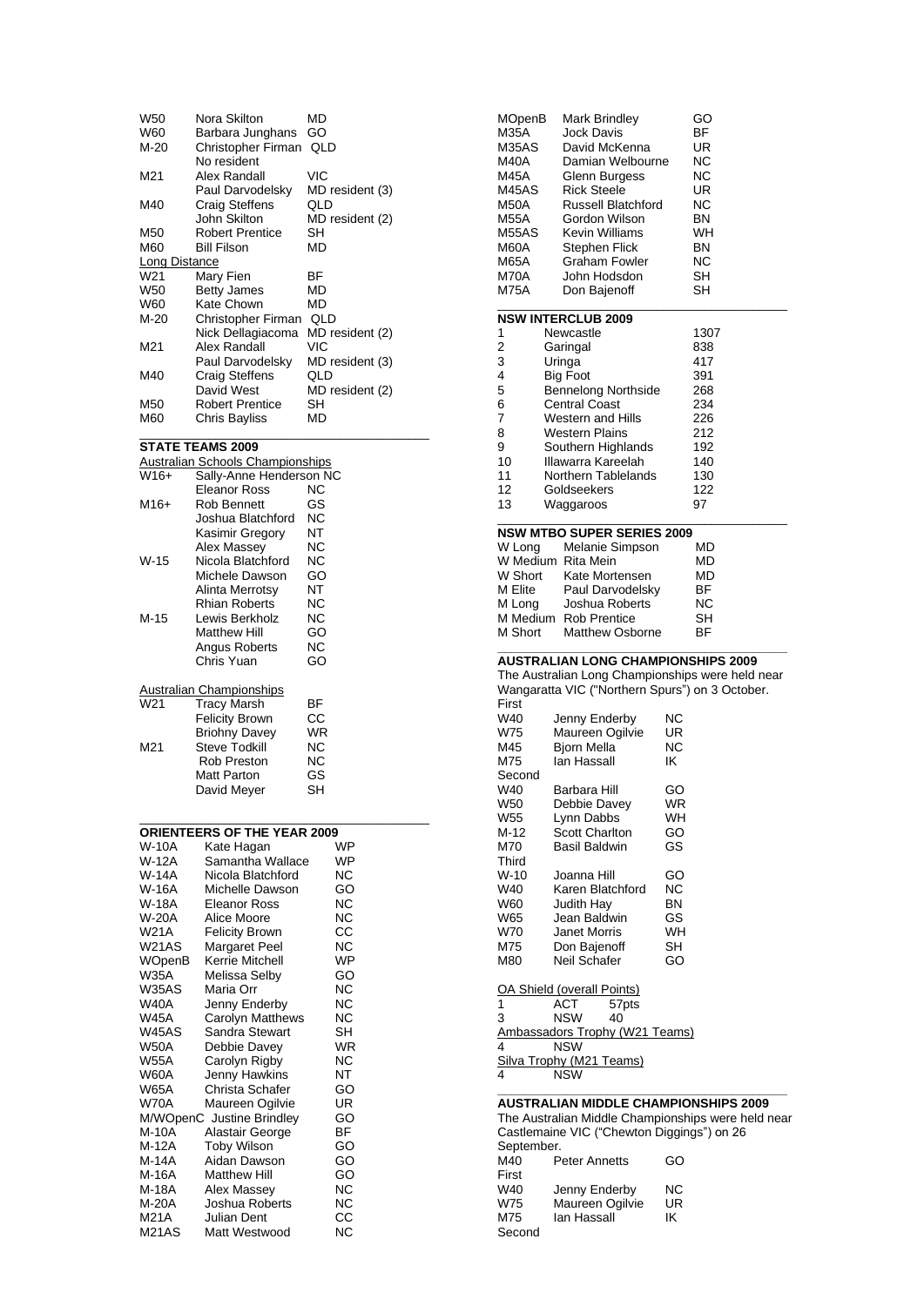| | | |
|---|---|---|
| W50 | Nora Skilton | MD |
| W60 | Barbara Junghans | GO |
| M-20 | Christopher Firman | QLD |
| | No resident | |
| M21 | Alex Randall | VIC |
| | Paul Darvodelsky | MD resident (3) |
| M40 | Craig Steffens | QLD |
| | John Skilton | MD resident (2) |
| M50 | Robert Prentice | SH |
| M60 | Bill Filson | MD |

Long Distance

| | | |
|---|---|---|
| W21 | Mary Fien | BF |
| W50 | Betty James | MD |
| W60 | Kate Chown | MD |
| M-20 | Christopher Firman | QLD |
| | Nick Dellagiacoma | MD resident (2) |
| M21 | Alex Randall | VIC |
| | Paul Darvodelsky | MD resident (3) |
| M40 | Craig Steffens | QLD |
| | David West | MD resident (2) |
| M50 | Robert Prentice | SH |
| M60 | Chris Bayliss | MD |

## STATE TEAMS 2009

Australian Schools Championships

| | | |
|---|---|---|
| W16+ | Sally-Anne Henderson | NC |
| | Eleanor Ross | NC |
| M16+ | Rob Bennett | GS |
| | Joshua Blatchford | NC |
| | Kasimir Gregory | NT |
| | Alex Massey | NC |
| W-15 | Nicola Blatchford | NC |
| | Michele Dawson | GO |
| | Alinta Merrotsy | NT |
| | Rhian Roberts | NC |
| M-15 | Lewis Berkholz | NC |
| | Matthew Hill | GO |
| | Angus Roberts | NC |
| | Chris Yuan | GO |

Australian Championships

| | | |
|---|---|---|
| W21 | Tracy Marsh | BF |
| | Felicity Brown | CC |
| | Briohny Davey | WR |
| M21 | Steve Todkill | NC |
| | Rob Preston | NC |
| | Matt Parton | GS |
| | David Meyer | SH |

## ORIENTEERS OF THE YEAR 2009

| | | |
|---|---|---|
| W-10A | Kate Hagan | WP |
| W-12A | Samantha Wallace | WP |
| W-14A | Nicola Blatchford | NC |
| W-16A | Michelle Dawson | GO |
| W-18A | Eleanor Ross | NC |
| W-20A | Alice Moore | NC |
| W21A | Felicity Brown | CC |
| W21AS | Margaret Peel | NC |
| WOpenB | Kerrie Mitchell | WP |
| W35A | Melissa Selby | GO |
| W35AS | Maria Orr | NC |
| W40A | Jenny Enderby | NC |
| W45A | Carolyn Matthews | NC |
| W45AS | Sandra Stewart | SH |
| W50A | Debbie Davey | WR |
| W55A | Carolyn Rigby | NC |
| W60A | Jenny Hawkins | NT |
| W65A | Christa Schafer | GO |
| W70A | Maureen Ogilvie | UR |
| M/WOpenC | Justine Brindley | GO |
| M-10A | Alastair George | BF |
| M-12A | Toby Wilson | GO |
| M-14A | Aidan Dawson | GO |
| M-16A | Matthew Hill | GO |
| M-18A | Alex Massey | NC |
| M-20A | Joshua Roberts | NC |
| M21A | Julian Dent | CC |
| M21AS | Matt Westwood | NC |
| MOpenB | Mark Brindley | GO |
| M35A | Jock Davis | BF |
| M35AS | David McKenna | UR |
| M40A | Damian Welbourne | NC |
| M45A | Glenn Burgess | NC |
| M45AS | Rick Steele | UR |
| M50A | Russell Blatchford | NC |
| M55A | Gordon Wilson | BN |
| M55AS | Kevin Williams | WH |
| M60A | Stephen Flick | BN |
| M65A | Graham Fowler | NC |
| M70A | John Hodsdon | SH |
| M75A | Don Bajenoff | SH |

## NSW INTERCLUB 2009

| | | |
|---|---|---|
| 1 | Newcastle | 1307 |
| 2 | Garingal | 838 |
| 3 | Uringa | 417 |
| 4 | Big Foot | 391 |
| 5 | Bennelong Northside | 268 |
| 6 | Central Coast | 234 |
| 7 | Western and Hills | 226 |
| 8 | Western Plains | 212 |
| 9 | Southern Highlands | 192 |
| 10 | Illawarra Kareelah | 140 |
| 11 | Northern Tablelands | 130 |
| 12 | Goldseekers | 122 |
| 13 | Waggaroos | 97 |

## NSW MTBO SUPER SERIES 2009

| | | |
|---|---|---|
| W Long | Melanie Simpson | MD |
| W Medium | Rita Mein | MD |
| W Short | Kate Mortensen | MD |
| M Elite | Paul Darvodelsky | BF |
| M Long | Joshua Roberts | NC |
| M Medium | Rob Prentice | SH |
| M Short | Matthew Osborne | BF |

## AUSTRALIAN LONG CHAMPIONSHIPS 2009

The Australian Long Championships were held near Wangaratta VIC ("Northern Spurs") on 3 October.

First

| | | |
|---|---|---|
| W40 | Jenny Enderby | NC |
| W75 | Maureen Ogilvie | UR |
| M45 | Bjorn Mella | NC |
| M75 | Ian Hassall | IK |

Second

| | | |
|---|---|---|
| W40 | Barbara Hill | GO |
| W50 | Debbie Davey | WR |
| W55 | Lynn Dabbs | WH |
| M-12 | Scott Charlton | GO |
| M70 | Basil Baldwin | GS |

Third

| | | |
|---|---|---|
| W-10 | Joanna Hill | GO |
| W40 | Karen Blatchford | NC |
| W60 | Judith Hay | BN |
| W65 | Jean Baldwin | GS |
| W70 | Janet Morris | WH |
| M75 | Don Bajenoff | SH |
| M80 | Neil Schafer | GO |

OA Shield (overall Points)

| | | |
|---|---|---|
| 1 | ACT | 57pts |
| 3 | NSW | 40 |

Ambassadors Trophy (W21 Teams)

4 NSW

Silva Trophy (M21 Teams)

4 NSW

## AUSTRALIAN MIDDLE CHAMPIONSHIPS 2009

The Australian Middle Championships were held near Castlemaine VIC ("Chewton Diggings") on 26 September.

| | | |
|---|---|---|
| M40 | Peter Annetts | GO |

First

| | | |
|---|---|---|
| W40 | Jenny Enderby | NC |
| W75 | Maureen Ogilvie | UR |
| M75 | Ian Hassall | IK |

Second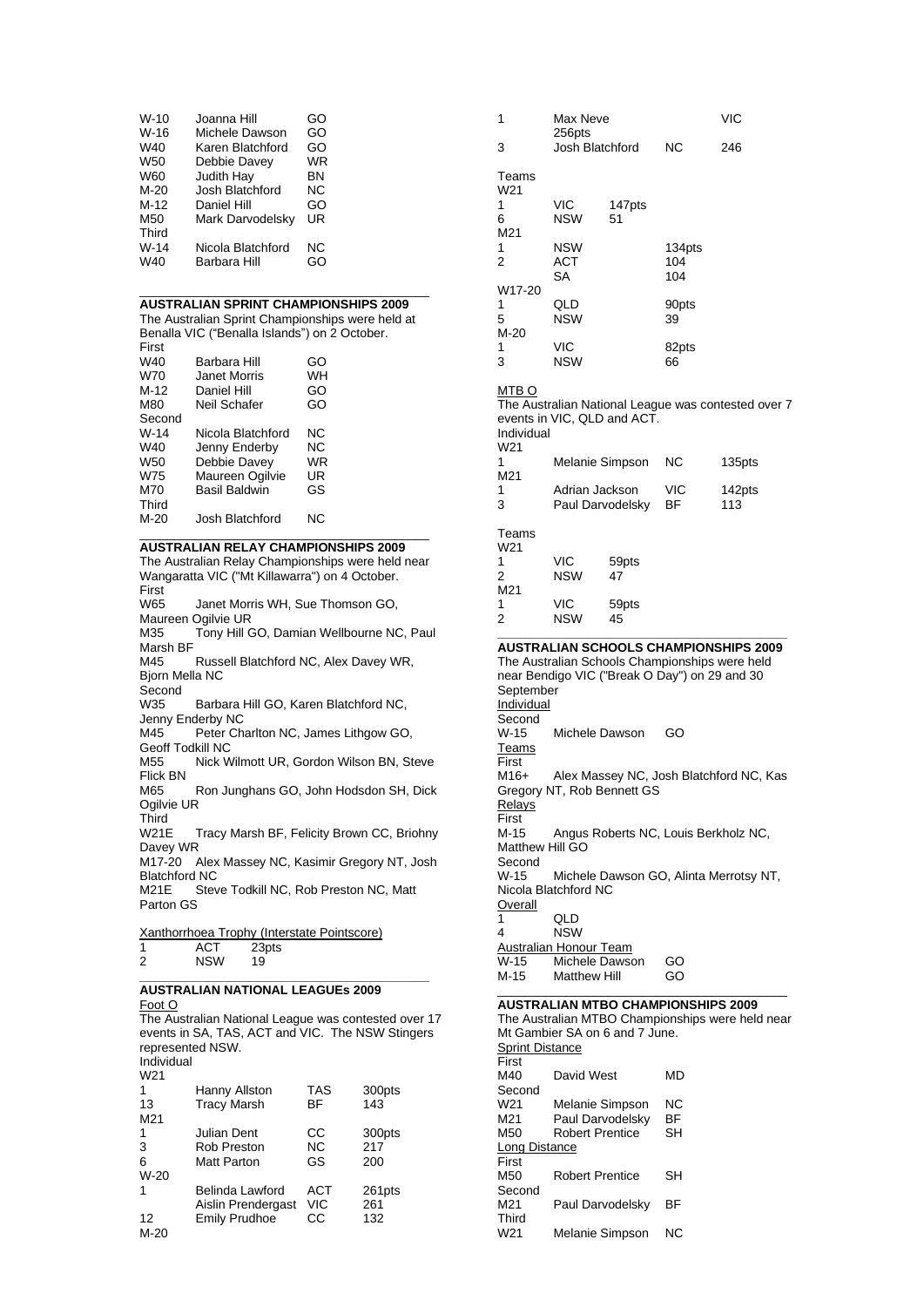| | | |
|---|---|---|
| W-10 | Joanna Hill | GO |
| W-16 | Michele Dawson | GO |
| W40 | Karen Blatchford | GO |
| W50 | Debbie Davey | WR |
| W60 | Judith Hay | BN |
| M-20 | Josh Blatchford | NC |
| M-12 | Daniel Hill | GO |
| M50 | Mark Darvodelsky | UR |
| Third | | |
| W-14 | Nicola Blatchford | NC |
| W40 | Barbara Hill | GO |

## AUSTRALIAN SPRINT CHAMPIONSHIPS 2009

The Australian Sprint Championships were held at Benalla VIC ("Benalla Islands") on 2 October.

| | | |
|---|---|---|
| First | | |
| W40 | Barbara Hill | GO |
| W70 | Janet Morris | WH |
| M-12 | Daniel Hill | GO |
| M80 | Neil Schafer | GO |
| Second | | |
| W-14 | Nicola Blatchford | NC |
| W40 | Jenny Enderby | NC |
| W50 | Debbie Davey | WR |
| W75 | Maureen Ogilvie | UR |
| M70 | Basil Baldwin | GS |
| Third | | |
| M-20 | Josh Blatchford | NC |

## AUSTRALIAN RELAY CHAMPIONSHIPS 2009

The Australian Relay Championships were held near Wangaratta VIC ("Mt Killawarra") on 4 October.

First

W65 Janet Morris WH, Sue Thomson GO, Maureen Ogilvie UR

M35 Tony Hill GO, Damian Wellbourne NC, Paul Marsh BF

M45 Russell Blatchford NC, Alex Davey WR, Bjorn Mella NC

Second

W35 Barbara Hill GO, Karen Blatchford NC, Jenny Enderby NC

M45 Peter Charlton NC, James Lithgow GO, Geoff Todkill NC

M55 Nick Wilmott UR, Gordon Wilson BN, Steve Flick BN

M65 Ron Junghans GO, John Hodsdon SH, Dick Ogilvie UR

Third

W21E Tracy Marsh BF, Felicity Brown CC, Briohny Davey WR

M17-20 Alex Massey NC, Kasimir Gregory NT, Josh Blatchford NC

M21E Steve Todkill NC, Rob Preston NC, Matt Parton GS

Xanthorrhoea Trophy (Interstate Pointscore)

| | | |
|---|---|---|
| 1 | ACT | 23pts |
| 2 | NSW | 19 |

## AUSTRALIAN NATIONAL LEAGUEs 2009

Foot O

The Australian National League was contested over 17 events in SA, TAS, ACT and VIC. The NSW Stingers represented NSW.

Individual

| | | | |
|---|---|---|---|
| W21 | | | |
| 1 | Hanny Allston | TAS | 300pts |
| 13 | Tracy Marsh | BF | 143 |
| M21 | | | |
| 1 | Julian Dent | CC | 300pts |
| 3 | Rob Preston | NC | 217 |
| 6 | Matt Parton | GS | 200 |
| W-20 | | | |
| 1 | Belinda Lawford | ACT | 261pts |
| | Aislin Prendergast | VIC | 261 |
| 12 | Emily Prudhoe | CC | 132 |
| M-20 | | | |
| 1 | Max Neve | VIC | 256pts |
| 3 | Josh Blatchford | NC | 246 |

Teams

| | | |
|---|---|---|
| W21 | | |
| 1 | VIC | 147pts |
| 6 | NSW | 51 |
| M21 | | |
| 1 | NSW | 134pts |
| 2 | ACT | 104 |
| | SA | 104 |
| W17-20 | | |
| 1 | QLD | 90pts |
| 5 | NSW | 39 |
| M-20 | | |
| 1 | VIC | 82pts |
| 3 | NSW | 66 |

MTB O

The Australian National League was contested over 7 events in VIC, QLD and ACT.

Individual

| | | | |
|---|---|---|---|
| W21 | | | |
| 1 | Melanie Simpson | NC | 135pts |
| M21 | | | |
| 1 | Adrian Jackson | VIC | 142pts |
| 3 | Paul Darvodelsky | BF | 113 |

Teams

| | | |
|---|---|---|
| W21 | | |
| 1 | VIC | 59pts |
| 2 | NSW | 47 |
| M21 | | |
| 1 | VIC | 59pts |
| 2 | NSW | 45 |

## AUSTRALIAN SCHOOLS CHAMPIONSHIPS 2009

The Australian Schools Championships were held near Bendigo VIC ("Break O Day") on 29 and 30 September

Individual

Second

W-15 Michele Dawson GO

Teams

First

M16+ Alex Massey NC, Josh Blatchford NC, Kas Gregory NT, Rob Bennett GS

Relays

First

M-15 Angus Roberts NC, Louis Berkholz NC, Matthew Hill GO

Second

W-15 Michele Dawson GO, Alinta Merrotsy NT, Nicola Blatchford NC

Overall

| | |
|---|---|
| 1 | QLD |
| 4 | NSW |

Australian Honour Team

| | | |
|---|---|---|
| W-15 | Michele Dawson | GO |
| M-15 | Matthew Hill | GO |

## AUSTRALIAN MTBO CHAMPIONSHIPS 2009

The Australian MTBO Championships were held near Mt Gambier SA on 6 and 7 June.

Sprint Distance

| | | |
|---|---|---|
| First | | |
| M40 | David West | MD |
| Second | | |
| W21 | Melanie Simpson | NC |
| M21 | Paul Darvodelsky | BF |
| M50 | Robert Prentice | SH |

Long Distance

| | | |
|---|---|---|
| First | | |
| M50 | Robert Prentice | SH |
| Second | | |
| M21 | Paul Darvodelsky | BF |
| Third | | |
| W21 | Melanie Simpson | NC |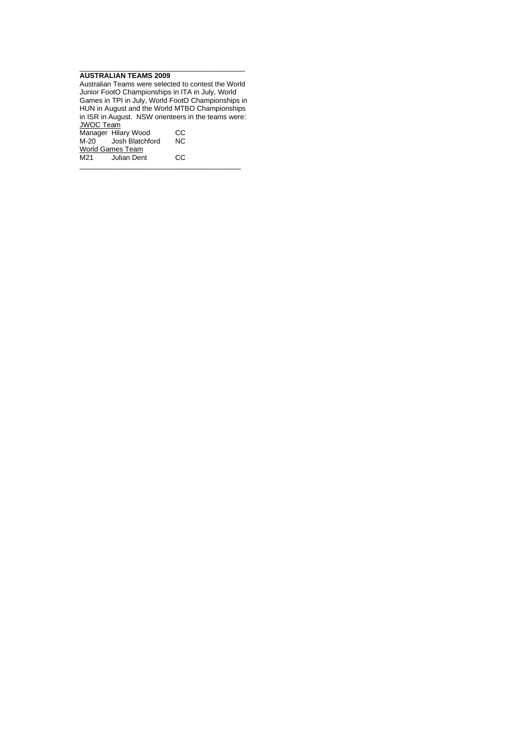## AUSTRALIAN TEAMS 2009

Australian Teams were selected to contest the World Junior FootO Championships in ITA in July, World Games in TPI in July, World FootO Championships in HUN in August and the World MTBO Championships in ISR in August. NSW orienteers in the teams were:

JWOC Team

| | | |
|---|---|---|
| Manager | Hilary Wood | CC |
| M-20 | Josh Blatchford | NC |

World Games Team

| | | |
|---|---|---|
| M21 | Julian Dent | CC |